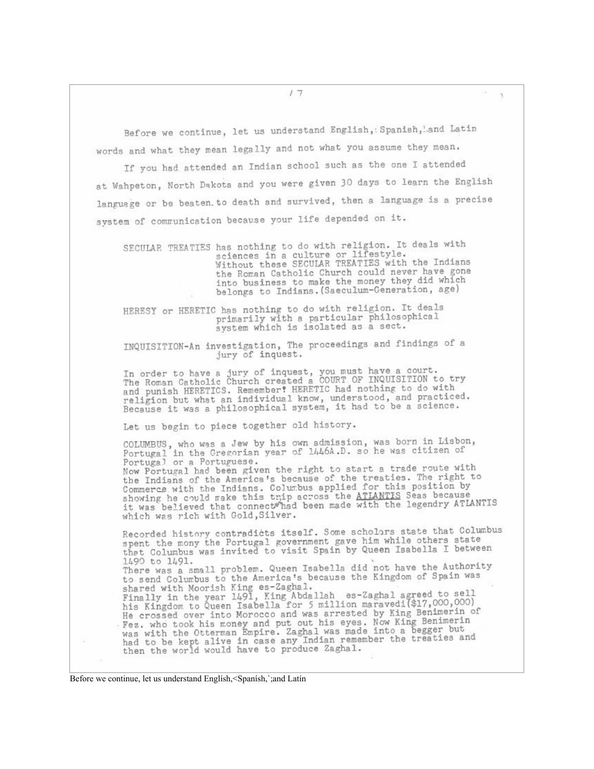Before we continue, let us understand English, Spanish, and Latin words and what they mean legally and not what you assume they mean.

If you had attended an Indian school such as the one I attended at Wahpeton, North Dakota and you were given 30 days to learn the English language or be beaten to death and survived, then a language is a precise system of communication because your life depended on it.

SECULAR TREATIES has nothing to do with religion. It deals with sciences in a culture or lifestyle. Without these SECULAR TREATIES with the Indians the Roman Catholic Church could never have gone into business to make the money they did which belongs to Indians. (Saeculum-Generation, age)

HERESY or HERETIC has nothing to do with religion. It deals primarily with a particular philosophical system which is isolated as a sect.

INQUISITION-An investigation, The proceedings and findings of a jury of inquest.

In order to have a jury of inquest, you must have a court. The Roman Catholic Church created a COURT OF INQUISITION to try and punish HERETICS. Remember! HERETIC had nothing to do with religion but what an individual know, understood, and practiced. Because it was a philosophical system, it had to be a science.

Let us begin to piece together old history.

COLUMBUS, who was a Jew by his own admission, was born in Lisbon, Portugal in the Gregorian year of 1446A.D. so he was citizen of Portugal or a Portuguese.
Now Portugal had been given the right to start a trade route with the Indians of the America's because of the treaties. The right to Commerce with the Indians. Columbus applied for this position by showing he could make this trip across the <u>ATLANTIS</u> Seas because it was believed that connect had been made with the legendry ATLANTIS which was rich with Gold, Silver.

Recorded history contradicts itself. Some scholars state that Columbus spent the mony the Portugal government gave him while others state that Columbus was invited to visit Spain by Queen Isabella I between 1490 to 1491.
There was a small problem. Queen Isabella did not have the Authority to send Columbus to the America's because the Kingdom of Spain was shared with Moorish King es-Zaghal.
Finally in the year 1491, King Abdallah es-Zaghal agreed to sell his Kingdom to Queen Isabella for 5 million maravedi($17,000,000) He crossed over into Morocco and was arrested by King Benimerin of Fez, who took his money and put out his eyes. Now King Benimerin was with the Otterman Empire. Zaghal was made into a begger but had to be kept alive in case any Indian remember the treaties and then the world would have to produce Zaghal.

Before we continue, let us understand English,<Spanish,`;and Latin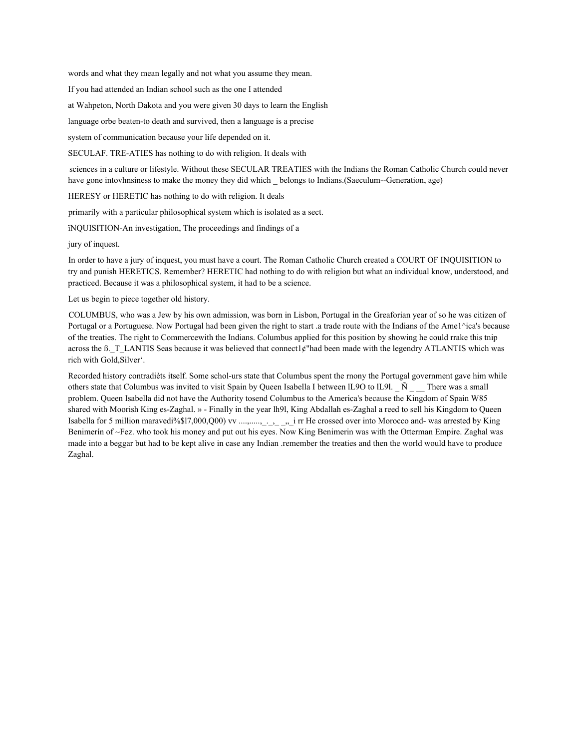words and what they mean legally and not what you assume they mean.

If you had attended an Indian school such as the one I attended

at Wahpeton, North Dakota and you were given 30 days to learn the English

language orbe beaten-to death and survived, then a language is a precise

system of communication because your life depended on it.

SECULAF. TRE-ATIES has nothing to do with religion. It deals with

sciences in a culture or lifestyle. Without these SECULAR TREATIES with the Indians the Roman Catholic Church could never have gone intovhnsiness to make the money they did which _ belongs to Indians.(Saeculum--Generation, age)

HERESY or HERETIC has nothing to do with religion. It deals

primarily with a particular philosophical system which is isolated as a sect.

ïNQUISITION-An investigation, The proceedings and findings of a

jury of inquest.

In order to have a jury of inquest, you must have a court. The Roman Catholic Church created a COURT OF INQUISITION to try and punish HERETICS. Remember? HERETIC had nothing to do with religion but what an individual know, understood, and practiced. Because it was a philosophical system, it had to be a science.

Let us begin to piece together old history.

COLUMBUS, who was a Jew by his own admission, was born in Lisbon, Portugal in the Greaforian year of so he was citizen of Portugal or a Portuguese. Now Portugal had been given the right to start .a trade route with the Indians of the Ame1^ica's because of the treaties. The right to Commercewith the Indians. Columbus applied for this position by showing he could rrake this tnip across the ß._T_LANTIS Seas because it was believed that connect1¢"had been made with the legendry ATLANTIS which was rich with Gold,Silver‘.

Recorded history contradièts itself. Some schol-urs state that Columbus spent the rnony the Portugal government gave him while others state that Columbus was invited to visit Spain by Queen Isabella I between lL9O to lL9l. _ Ñ _ __ There was a small problem. Queen Isabella did not have the Authority tosend Columbus to the America's because the Kingdom of Spain W85 shared with Moorish King es-Zaghal. » - Finally in the year lh9l, King Abdallah es-Zaghal a reed to sell his Kingdom to Queen Isabella for 5 million maravedi%$l7,000,Q00) vv ....,.....,_._,_ _,,_i rr He crossed over into Morocco and- was arrested by King Benimerín of ~Fez. who took his money and put out his eyes. Now King Benimerin was with the Otterman Empire. Zaghal was made into a beggar but had to be kept alive in case any Indian .remember the treaties and then the world would have to produce Zaghal.